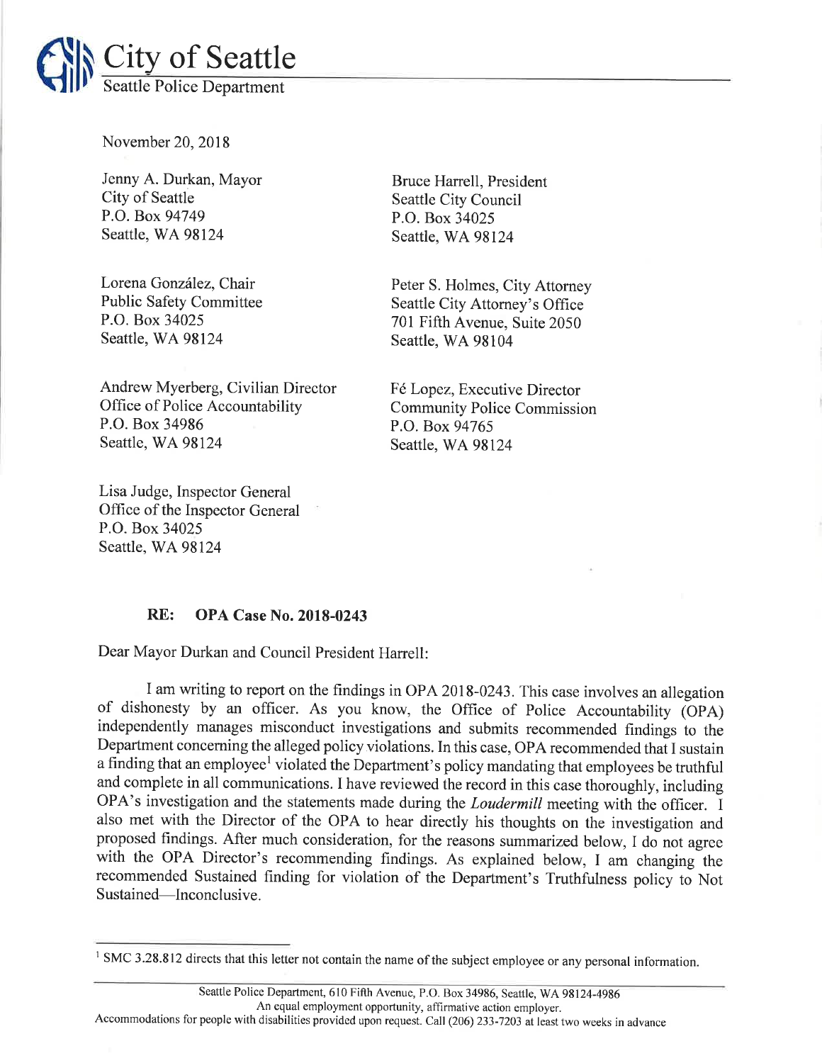# City of Seattle

Seattle Police Department

November 20, 2018

Jenny A. Durkan, Mayor
City of Seattle
P.O. Box 94749
Seattle, WA 98124

Bruce Harrell, President
Seattle City Council
P.O. Box 34025
Seattle, WA 98124

Lorena González, Chair
Public Safety Committee
P.O. Box 34025
Seattle, WA 98124

Peter S. Holmes, City Attorney
Seattle City Attorney's Office
701 Fifth Avenue, Suite 2050
Seattle, WA 98104

Andrew Myerberg, Civilian Director
Office of Police Accountability
P.O. Box 34986
Seattle, WA 98124

Fé Lopez, Executive Director
Community Police Commission
P.O. Box 94765
Seattle, WA 98124

Lisa Judge, Inspector General
Office of the Inspector General
P.O. Box 34025
Seattle, WA 98124

**RE: OPA Case No. 2018-0243**

Dear Mayor Durkan and Council President Harrell:

I am writing to report on the findings in OPA 2018-0243. This case involves an allegation of dishonesty by an officer. As you know, the Office of Police Accountability (OPA) independently manages misconduct investigations and submits recommended findings to the Department concerning the alleged policy violations. In this case, OPA recommended that I sustain a finding that an employee[1] violated the Department's policy mandating that employees be truthful and complete in all communications. I have reviewed the record in this case thoroughly, including OPA's investigation and the statements made during the *Loudermill* meeting with the officer. I also met with the Director of the OPA to hear directly his thoughts on the investigation and proposed findings. After much consideration, for the reasons summarized below, I do not agree with the OPA Director's recommending findings. As explained below, I am changing the recommended Sustained finding for violation of the Department's Truthfulness policy to Not Sustained—Inconclusive.

[1] SMC 3.28.812 directs that this letter not contain the name of the subject employee or any personal information.

Seattle Police Department, 610 Fifth Avenue, P.O. Box 34986, Seattle, WA 98124-4986
An equal employment opportunity, affirmative action employer.
Accommodations for people with disabilities provided upon request. Call (206) 233-7203 at least two weeks in advance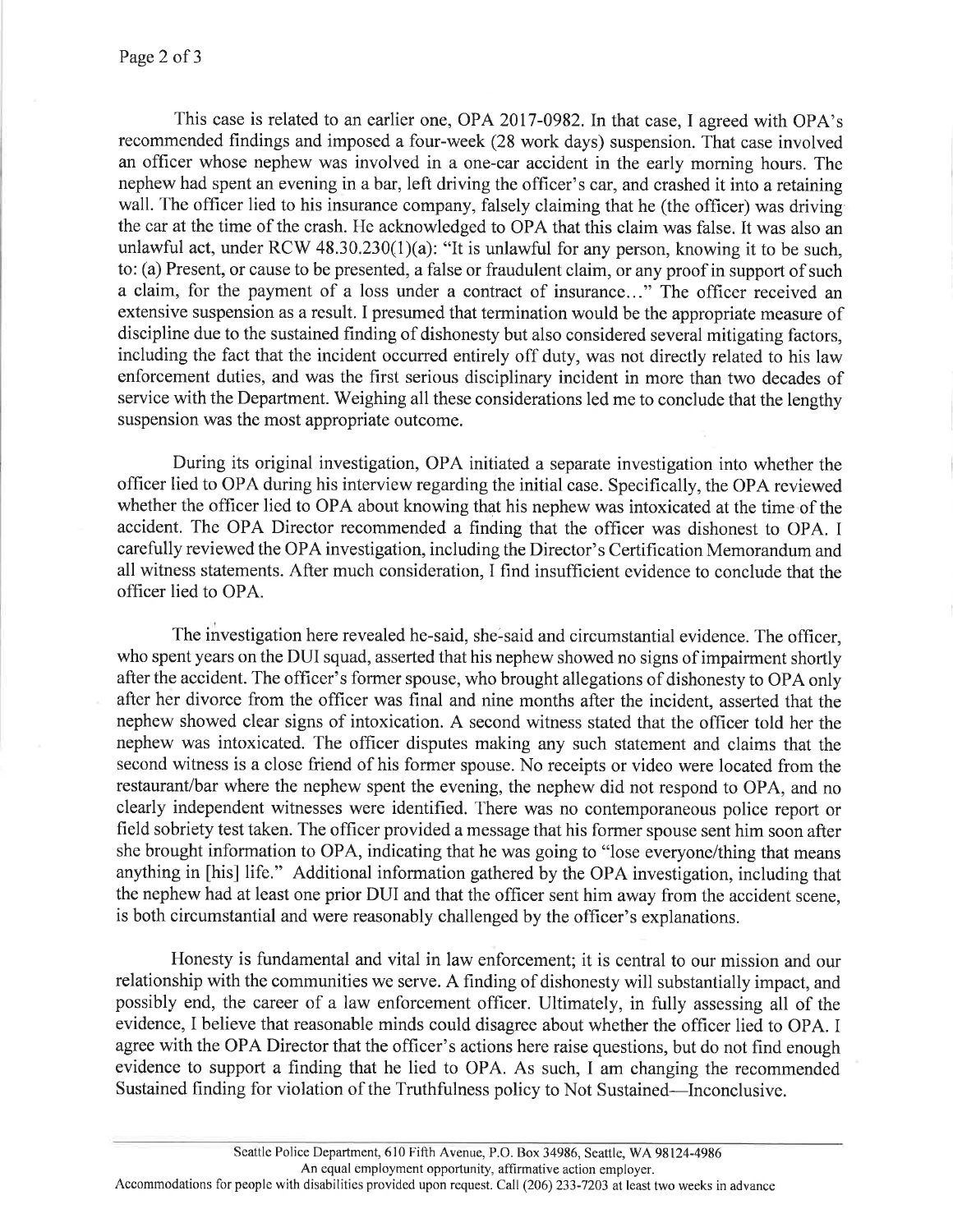This case is related to an earlier one, OPA 2017-0982. In that case, I agreed with OPA's recommended findings and imposed a four-week (28 work days) suspension. That case involved an officer whose nephew was involved in a one-car accident in the early morning hours. The nephew had spent an evening in a bar, left driving the officer's car, and crashed it into a retaining wall. The officer lied to his insurance company, falsely claiming that he (the officer) was driving the car at the time of the crash. He acknowledged to OPA that this claim was false. It was also an unlawful act, under RCW 48.30.230(1)(a): "It is unlawful for any person, knowing it to be such, to: (a) Present, or cause to be presented, a false or fraudulent claim, or any proof in support of such a claim, for the payment of a loss under a contract of insurance..." The officer received an extensive suspension as a result. I presumed that termination would be the appropriate measure of discipline due to the sustained finding of dishonesty but also considered several mitigating factors, including the fact that the incident occurred entirely off duty, was not directly related to his law enforcement duties, and was the first serious disciplinary incident in more than two decades of service with the Department. Weighing all these considerations led me to conclude that the lengthy suspension was the most appropriate outcome.

During its original investigation, OPA initiated a separate investigation into whether the officer lied to OPA during his interview regarding the initial case. Specifically, the OPA reviewed whether the officer lied to OPA about knowing that his nephew was intoxicated at the time of the accident. The OPA Director recommended a finding that the officer was dishonest to OPA. I carefully reviewed the OPA investigation, including the Director's Certification Memorandum and all witness statements. After much consideration, I find insufficient evidence to conclude that the officer lied to OPA.

The investigation here revealed he-said, she-said and circumstantial evidence. The officer, who spent years on the DUI squad, asserted that his nephew showed no signs of impairment shortly after the accident. The officer's former spouse, who brought allegations of dishonesty to OPA only after her divorce from the officer was final and nine months after the incident, asserted that the nephew showed clear signs of intoxication. A second witness stated that the officer told her the nephew was intoxicated. The officer disputes making any such statement and claims that the second witness is a close friend of his former spouse. No receipts or video were located from the restaurant/bar where the nephew spent the evening, the nephew did not respond to OPA, and no clearly independent witnesses were identified. There was no contemporaneous police report or field sobriety test taken. The officer provided a message that his former spouse sent him soon after she brought information to OPA, indicating that he was going to "lose everyone/thing that means anything in [his] life." Additional information gathered by the OPA investigation, including that the nephew had at least one prior DUI and that the officer sent him away from the accident scene, is both circumstantial and were reasonably challenged by the officer's explanations.

Honesty is fundamental and vital in law enforcement; it is central to our mission and our relationship with the communities we serve. A finding of dishonesty will substantially impact, and possibly end, the career of a law enforcement officer. Ultimately, in fully assessing all of the evidence, I believe that reasonable minds could disagree about whether the officer lied to OPA. I agree with the OPA Director that the officer's actions here raise questions, but do not find enough evidence to support a finding that he lied to OPA. As such, I am changing the recommended Sustained finding for violation of the Truthfulness policy to Not Sustained—Inconclusive.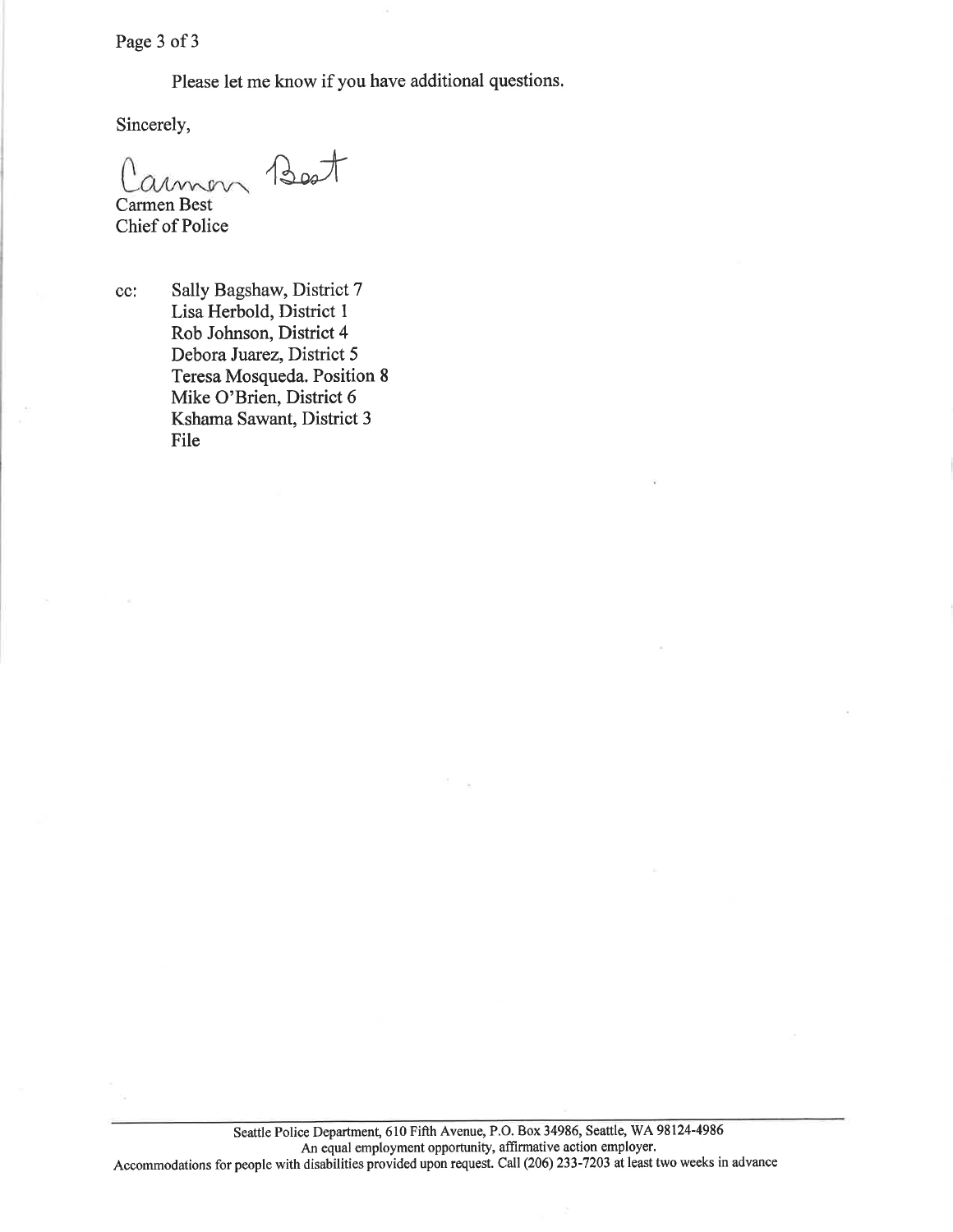Please let me know if you have additional questions.

Sincerely,

Carmen Best

Carmen Best
Chief of Police

cc: Sally Bagshaw, District 7
Lisa Herbold, District 1
Rob Johnson, District 4
Debora Juarez, District 5
Teresa Mosqueda. Position 8
Mike O'Brien, District 6
Kshama Sawant, District 3
File

Seattle Police Department, 610 Fifth Avenue, P.O. Box 34986, Seattle, WA 98124-4986
An equal employment opportunity, affirmative action employer.
Accommodations for people with disabilities provided upon request. Call (206) 233-7203 at least two weeks in advance